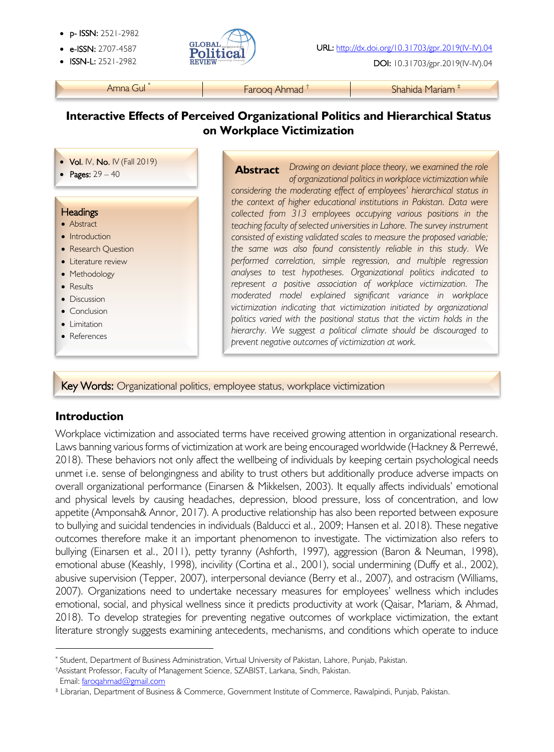- p- ISSN: 2521-2982
- e-ISSN: 2707-4587
- ISSN-L: 2521-2982

URL: http://dx.doi.org/10.31703/gpr.2019(IV-IV).04

DOI: 10.31703/gpr.2019(IV-IV).04

Amna Gul [*] | Farooq Ahmad [†] | Shahida Mariam [‡]

# Interactive Effects of Perceived Organizational Politics and Hierarchical Status on Workplace Victimization

- **Vol.** IV, **No.** IV (Fall 2019)
- **Pages:** 29 – 40

**Headings**
- Abstract
- Introduction
- Research Question
- Literature review
- Methodology
- Results
- Discussion
- Conclusion
- Limitation
- References

**Abstract** *Drawing on deviant place theory, we examined the role of organizational politics in workplace victimization while considering the moderating effect of employees' hierarchical status in the context of higher educational institutions in Pakistan. Data were collected from 313 employees occupying various positions in the teaching faculty of selected universities in Lahore. The survey instrument consisted of existing validated scales to measure the proposed variable; the same was also found consistently reliable in this study. We performed correlation, simple regression, and multiple regression analyses to test hypotheses. Organizational politics indicated to represent a positive association of workplace victimization. The moderated model explained significant variance in workplace victimization indicating that victimization initiated by organizational politics varied with the positional status that the victim holds in the hierarchy. We suggest a political climate should be discouraged to prevent negative outcomes of victimization at work.*

**Key Words:** Organizational politics, employee status, workplace victimization

## Introduction

Workplace victimization and associated terms have received growing attention in organizational research. Laws banning various forms of victimization at work are being encouraged worldwide (Hackney & Perrewé, 2018). These behaviors not only affect the wellbeing of individuals by keeping certain psychological needs unmet i.e. sense of belongingness and ability to trust others but additionally produce adverse impacts on overall organizational performance (Einarsen & Mikkelsen, 2003). It equally affects individuals' emotional and physical levels by causing headaches, depression, blood pressure, loss of concentration, and low appetite (Amponsah& Annor, 2017). A productive relationship has also been reported between exposure to bullying and suicidal tendencies in individuals (Balducci et al., 2009; Hansen et al. 2018). These negative outcomes therefore make it an important phenomenon to investigate. The victimization also refers to bullying (Einarsen et al., 2011), petty tyranny (Ashforth, 1997), aggression (Baron & Neuman, 1998), emotional abuse (Keashly, 1998), incivility (Cortina et al., 2001), social undermining (Duffy et al., 2002), abusive supervision (Tepper, 2007), interpersonal deviance (Berry et al., 2007), and ostracism (Williams, 2007). Organizations need to undertake necessary measures for employees' wellness which includes emotional, social, and physical wellness since it predicts productivity at work (Qaisar, Mariam, & Ahmad, 2018). To develop strategies for preventing negative outcomes of workplace victimization, the extant literature strongly suggests examining antecedents, mechanisms, and conditions which operate to induce

---

[*] Student, Department of Business Administration, Virtual University of Pakistan, Lahore, Punjab, Pakistan.

[†] Assistant Professor, Faculty of Management Science, SZABIST, Larkana, Sindh, Pakistan.
Email: faroqahmad@gmail.com

[‡] Librarian, Department of Business & Commerce, Government Institute of Commerce, Rawalpindi, Punjab, Pakistan.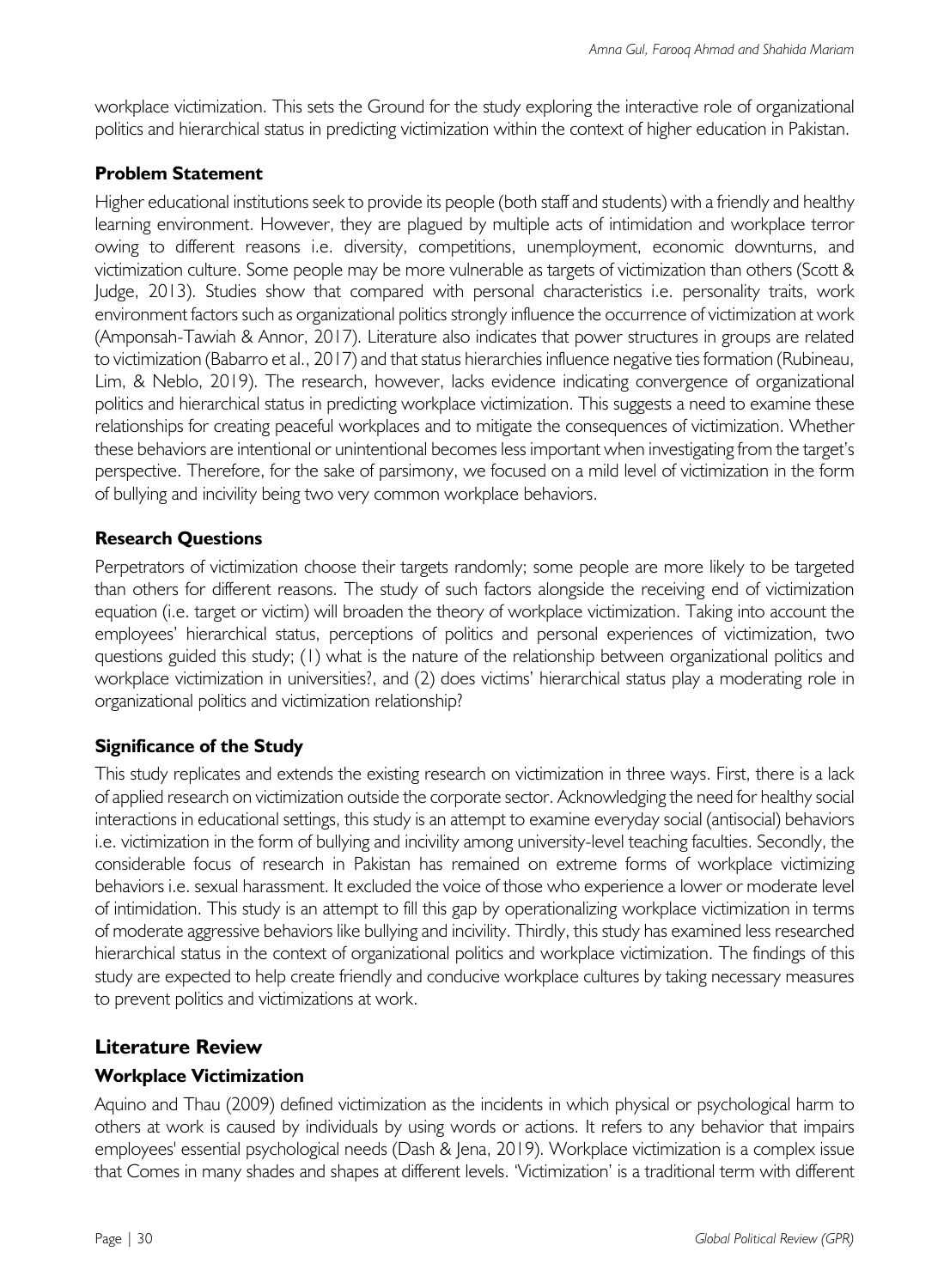workplace victimization. This sets the Ground for the study exploring the interactive role of organizational politics and hierarchical status in predicting victimization within the context of higher education in Pakistan.

### Problem Statement

Higher educational institutions seek to provide its people (both staff and students) with a friendly and healthy learning environment. However, they are plagued by multiple acts of intimidation and workplace terror owing to different reasons i.e. diversity, competitions, unemployment, economic downturns, and victimization culture. Some people may be more vulnerable as targets of victimization than others (Scott & Judge, 2013). Studies show that compared with personal characteristics i.e. personality traits, work environment factors such as organizational politics strongly influence the occurrence of victimization at work (Amponsah-Tawiah & Annor, 2017). Literature also indicates that power structures in groups are related to victimization (Babarro et al., 2017) and that status hierarchies influence negative ties formation (Rubineau, Lim, & Neblo, 2019). The research, however, lacks evidence indicating convergence of organizational politics and hierarchical status in predicting workplace victimization. This suggests a need to examine these relationships for creating peaceful workplaces and to mitigate the consequences of victimization. Whether these behaviors are intentional or unintentional becomes less important when investigating from the target's perspective. Therefore, for the sake of parsimony, we focused on a mild level of victimization in the form of bullying and incivility being two very common workplace behaviors.

### Research Questions

Perpetrators of victimization choose their targets randomly; some people are more likely to be targeted than others for different reasons. The study of such factors alongside the receiving end of victimization equation (i.e. target or victim) will broaden the theory of workplace victimization. Taking into account the employees' hierarchical status, perceptions of politics and personal experiences of victimization, two questions guided this study; (1) what is the nature of the relationship between organizational politics and workplace victimization in universities?, and (2) does victims' hierarchical status play a moderating role in organizational politics and victimization relationship?

### Significance of the Study

This study replicates and extends the existing research on victimization in three ways. First, there is a lack of applied research on victimization outside the corporate sector. Acknowledging the need for healthy social interactions in educational settings, this study is an attempt to examine everyday social (antisocial) behaviors i.e. victimization in the form of bullying and incivility among university-level teaching faculties. Secondly, the considerable focus of research in Pakistan has remained on extreme forms of workplace victimizing behaviors i.e. sexual harassment. It excluded the voice of those who experience a lower or moderate level of intimidation. This study is an attempt to fill this gap by operationalizing workplace victimization in terms of moderate aggressive behaviors like bullying and incivility. Thirdly, this study has examined less researched hierarchical status in the context of organizational politics and workplace victimization. The findings of this study are expected to help create friendly and conducive workplace cultures by taking necessary measures to prevent politics and victimizations at work.

## Literature Review

### Workplace Victimization

Aquino and Thau (2009) defined victimization as the incidents in which physical or psychological harm to others at work is caused by individuals by using words or actions. It refers to any behavior that impairs employees' essential psychological needs (Dash & Jena, 2019). Workplace victimization is a complex issue that Comes in many shades and shapes at different levels. 'Victimization' is a traditional term with different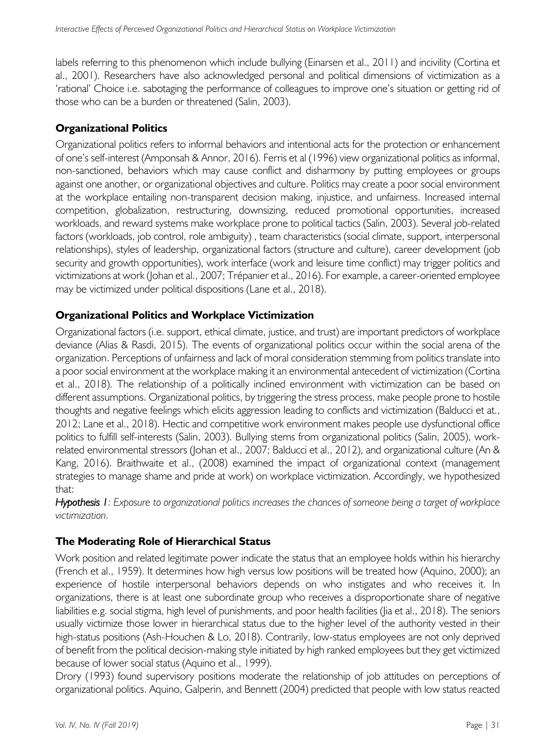labels referring to this phenomenon which include bullying (Einarsen et al., 2011) and incivility (Cortina et al., 2001). Researchers have also acknowledged personal and political dimensions of victimization as a 'rational' Choice i.e. sabotaging the performance of colleagues to improve one's situation or getting rid of those who can be a burden or threatened (Salin, 2003).

## Organizational Politics

Organizational politics refers to informal behaviors and intentional acts for the protection or enhancement of one's self-interest (Amponsah & Annor, 2016). Ferris et al (1996) view organizational politics as informal, non-sanctioned, behaviors which may cause conflict and disharmony by putting employees or groups against one another, or organizational objectives and culture. Politics may create a poor social environment at the workplace entailing non-transparent decision making, injustice, and unfairness. Increased internal competition, globalization, restructuring, downsizing, reduced promotional opportunities, increased workloads, and reward systems make workplace prone to political tactics (Salin, 2003). Several job-related factors (workloads, job control, role ambiguity) , team characteristics (social climate, support, interpersonal relationships), styles of leadership, organizational factors (structure and culture), career development (job security and growth opportunities), work interface (work and leisure time conflict) may trigger politics and victimizations at work (Johan et al., 2007; Trépanier et al., 2016). For example, a career-oriented employee may be victimized under political dispositions (Lane et al., 2018).

## Organizational Politics and Workplace Victimization

Organizational factors (i.e. support, ethical climate, justice, and trust) are important predictors of workplace deviance (Alias & Rasdi, 2015). The events of organizational politics occur within the social arena of the organization. Perceptions of unfairness and lack of moral consideration stemming from politics translate into a poor social environment at the workplace making it an environmental antecedent of victimization (Cortina et al., 2018). The relationship of a politically inclined environment with victimization can be based on different assumptions. Organizational politics, by triggering the stress process, make people prone to hostile thoughts and negative feelings which elicits aggression leading to conflicts and victimization (Balducci et at., 2012; Lane et al., 2018). Hectic and competitive work environment makes people use dysfunctional office politics to fulfill self-interests (Salin, 2003). Bullying stems from organizational politics (Salin, 2005), work-related environmental stressors (Johan et al., 2007; Balducci et al., 2012), and organizational culture (An & Kang, 2016). Braithwaite et al., (2008) examined the impact of organizational context (management strategies to manage shame and pride at work) on workplace victimization. Accordingly, we hypothesized that:

***Hypothesis 1**: Exposure to organizational politics increases the chances of someone being a target of workplace victimization.*

## The Moderating Role of Hierarchical Status

Work position and related legitimate power indicate the status that an employee holds within his hierarchy (French et al., 1959). It determines how high versus low positions will be treated how (Aquino, 2000); an experience of hostile interpersonal behaviors depends on who instigates and who receives it. In organizations, there is at least one subordinate group who receives a disproportionate share of negative liabilities e.g. social stigma, high level of punishments, and poor health facilities (Jia et al., 2018). The seniors usually victimize those lower in hierarchical status due to the higher level of the authority vested in their high-status positions (Ash-Houchen & Lo, 2018). Contrarily, low-status employees are not only deprived of benefit from the political decision-making style initiated by high ranked employees but they get victimized because of lower social status (Aquino et al., 1999).

Drory (1993) found supervisory positions moderate the relationship of job attitudes on perceptions of organizational politics. Aquino, Galperin, and Bennett (2004) predicted that people with low status reacted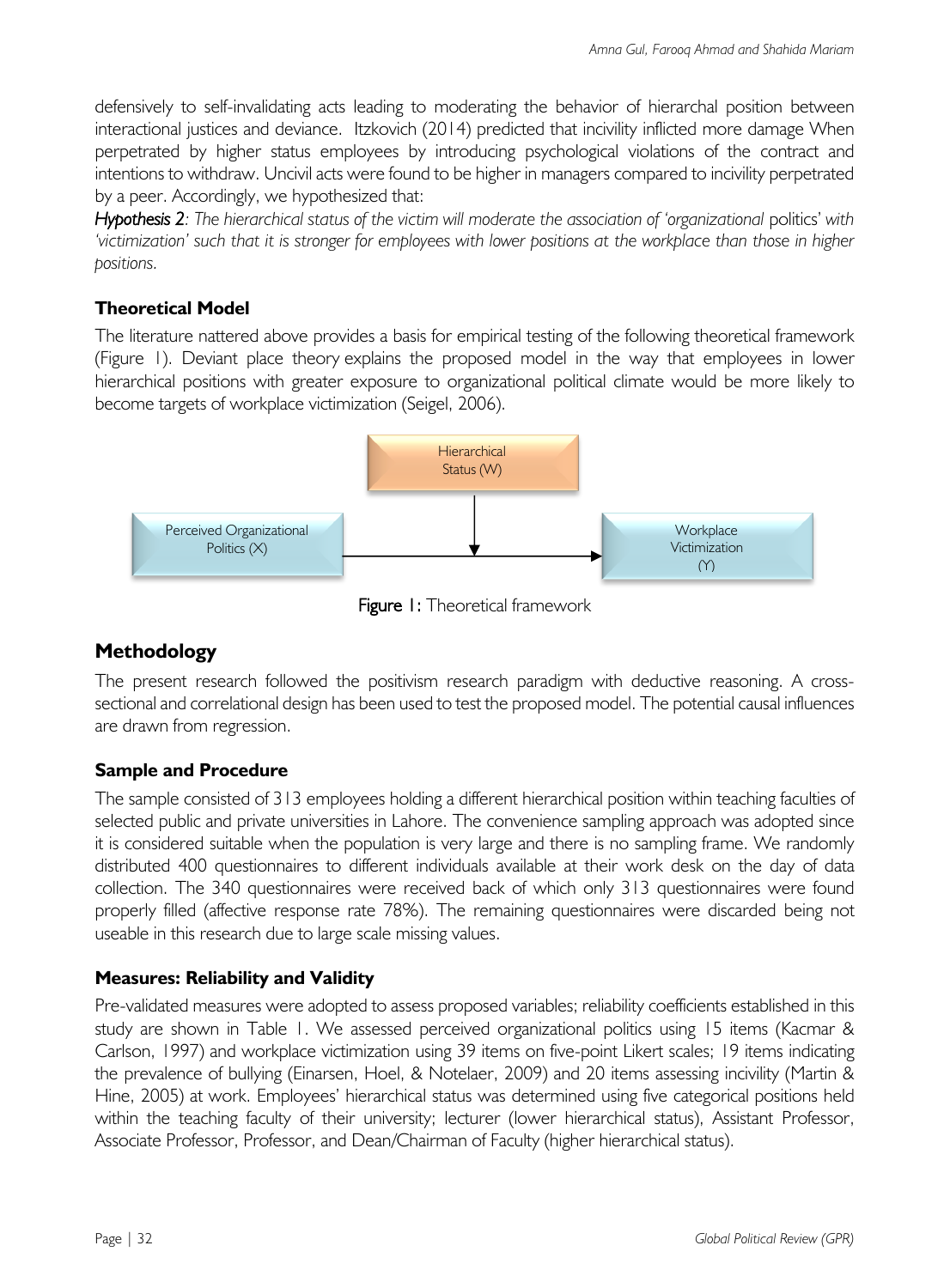defensively to self-invalidating acts leading to moderating the behavior of hierarchal position between interactional justices and deviance. Itzkovich (2014) predicted that incivility inflicted more damage When perpetrated by higher status employees by introducing psychological violations of the contract and intentions to withdraw. Uncivil acts were found to be higher in managers compared to incivility perpetrated by a peer. Accordingly, we hypothesized that:

***Hypothesis 2**: The hierarchical status of the victim will moderate the association of 'organizational* politics' *with 'victimization' such that it is stronger for employees with lower positions at the workplace than those in higher positions.*

### Theoretical Model

The literature nattered above provides a basis for empirical testing of the following theoretical framework (Figure 1). Deviant place theory explains the proposed model in the way that employees in lower hierarchical positions with greater exposure to organizational political climate would be more likely to become targets of workplace victimization (Seigel, 2006).

Hierarchical Status (W)

Perceived Organizational Politics (X)

Workplace Victimization (Y)

**Figure 1:** Theoretical framework

## Methodology

The present research followed the positivism research paradigm with deductive reasoning. A cross-sectional and correlational design has been used to test the proposed model. The potential causal influences are drawn from regression.

### Sample and Procedure

The sample consisted of 313 employees holding a different hierarchical position within teaching faculties of selected public and private universities in Lahore. The convenience sampling approach was adopted since it is considered suitable when the population is very large and there is no sampling frame. We randomly distributed 400 questionnaires to different individuals available at their work desk on the day of data collection. The 340 questionnaires were received back of which only 313 questionnaires were found properly filled (affective response rate 78%). The remaining questionnaires were discarded being not useable in this research due to large scale missing values.

### Measures: Reliability and Validity

Pre-validated measures were adopted to assess proposed variables; reliability coefficients established in this study are shown in Table 1. We assessed perceived organizational politics using 15 items (Kacmar & Carlson, 1997) and workplace victimization using 39 items on five-point Likert scales; 19 items indicating the prevalence of bullying (Einarsen, Hoel, & Notelaer, 2009) and 20 items assessing incivility (Martin & Hine, 2005) at work. Employees' hierarchical status was determined using five categorical positions held within the teaching faculty of their university; lecturer (lower hierarchical status), Assistant Professor, Associate Professor, Professor, and Dean/Chairman of Faculty (higher hierarchical status).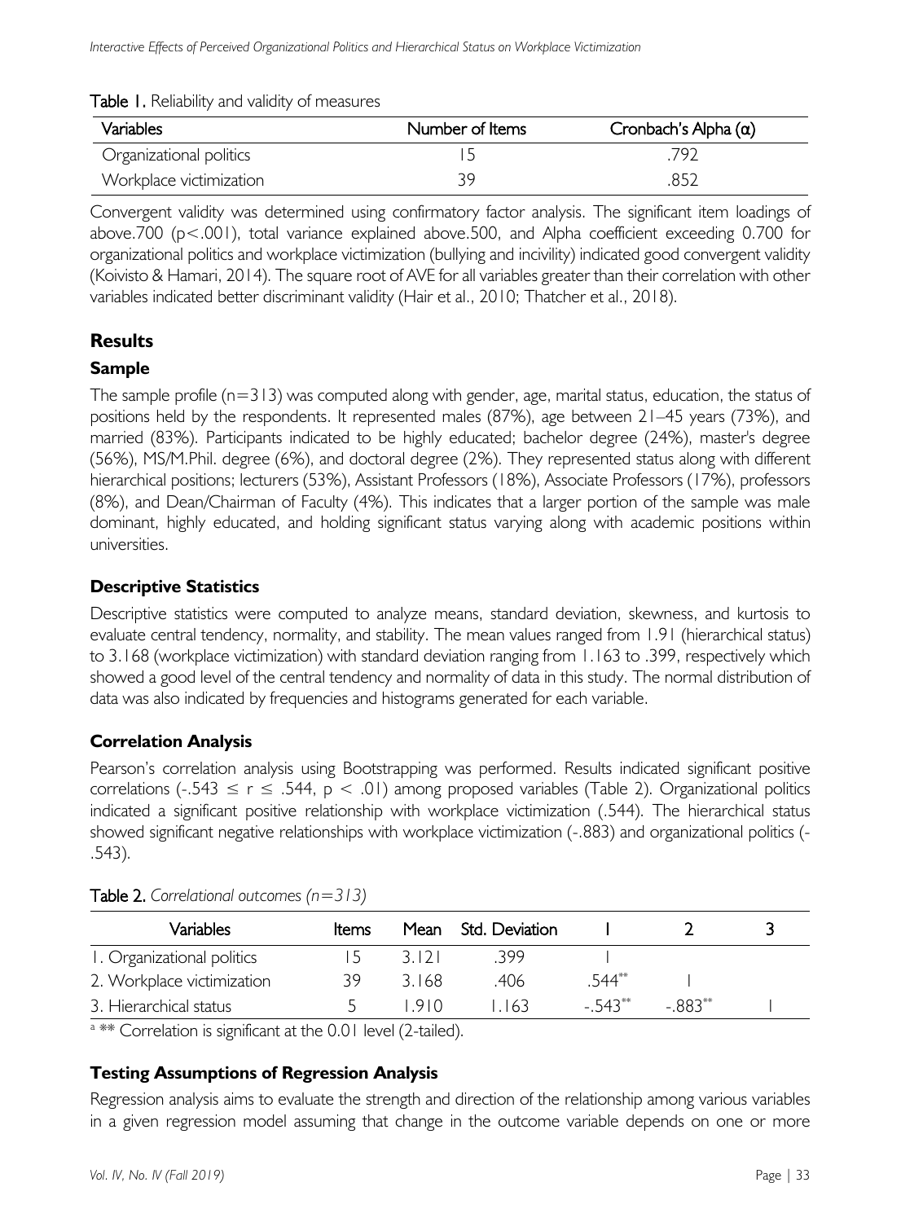Table 1. Reliability and validity of measures

| Variables | Number of Items | Cronbach's Alpha (α) |
| --- | --- | --- |
| Organizational politics | 15 | .792 |
| Workplace victimization | 39 | .852 |

Convergent validity was determined using confirmatory factor analysis. The significant item loadings of above.700 ($p<.001$), total variance explained above.500, and Alpha coefficient exceeding 0.700 for organizational politics and workplace victimization (bullying and incivility) indicated good convergent validity (Koivisto & Hamari, 2014). The square root of AVE for all variables greater than their correlation with other variables indicated better discriminant validity (Hair et al., 2010; Thatcher et al., 2018).

## Results

### Sample

The sample profile ($n=313$) was computed along with gender, age, marital status, education, the status of positions held by the respondents. It represented males (87%), age between 21–45 years (73%), and married (83%). Participants indicated to be highly educated; bachelor degree (24%), master's degree (56%), MS/M.Phil. degree (6%), and doctoral degree (2%). They represented status along with different hierarchical positions; lecturers (53%), Assistant Professors (18%), Associate Professors (17%), professors (8%), and Dean/Chairman of Faculty (4%). This indicates that a larger portion of the sample was male dominant, highly educated, and holding significant status varying along with academic positions within universities.

### Descriptive Statistics

Descriptive statistics were computed to analyze means, standard deviation, skewness, and kurtosis to evaluate central tendency, normality, and stability. The mean values ranged from 1.91 (hierarchical status) to 3.168 (workplace victimization) with standard deviation ranging from 1.163 to .399, respectively which showed a good level of the central tendency and normality of data in this study. The normal distribution of data was also indicated by frequencies and histograms generated for each variable.

### Correlation Analysis

Pearson's correlation analysis using Bootstrapping was performed. Results indicated significant positive correlations ($-.543 \leq r \leq .544$, $p < .01$) among proposed variables (Table 2). Organizational politics indicated a significant positive relationship with workplace victimization (.544). The hierarchical status showed significant negative relationships with workplace victimization (-.883) and organizational politics (-.543).

Table 2. *Correlational outcomes (n=313)*

| Variables | Items | Mean | Std. Deviation | 1 | 2 | 3 |
| --- | --- | --- | --- | --- | --- | --- |
| 1. Organizational politics | 15 | 3.121 | .399 | 1 | | |
| 2. Workplace victimization | 39 | 3.168 | .406 | .544** | 1 | |
| 3. Hierarchical status | 5 | 1.910 | 1.163 | -.543** | -.883** | 1 |

[a] ** Correlation is significant at the 0.01 level (2-tailed).

### Testing Assumptions of Regression Analysis

Regression analysis aims to evaluate the strength and direction of the relationship among various variables in a given regression model assuming that change in the outcome variable depends on one or more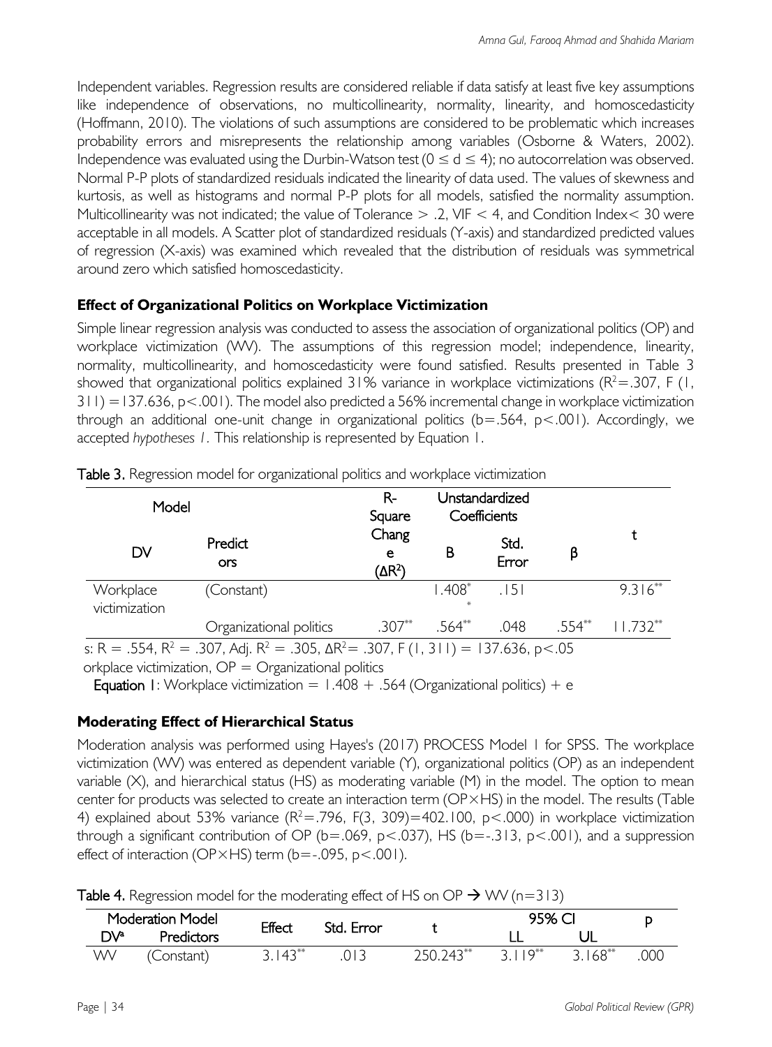Independent variables. Regression results are considered reliable if data satisfy at least five key assumptions like independence of observations, no multicollinearity, normality, linearity, and homoscedasticity (Hoffmann, 2010). The violations of such assumptions are considered to be problematic which increases probability errors and misrepresents the relationship among variables (Osborne & Waters, 2002). Independence was evaluated using the Durbin-Watson test ($0 \leq d \leq 4$); no autocorrelation was observed. Normal P-P plots of standardized residuals indicated the linearity of data used. The values of skewness and kurtosis, as well as histograms and normal P-P plots for all models, satisfied the normality assumption. Multicollinearity was not indicated; the value of Tolerance $> .2$, VIF $< 4$, and Condition Index $< 30$ were acceptable in all models. A Scatter plot of standardized residuals (Y-axis) and standardized predicted values of regression (X-axis) was examined which revealed that the distribution of residuals was symmetrical around zero which satisfied homoscedasticity.

### Effect of Organizational Politics on Workplace Victimization

Simple linear regression analysis was conducted to assess the association of organizational politics (OP) and workplace victimization (WV). The assumptions of this regression model; independence, linearity, normality, multicollinearity, and homoscedasticity were found satisfied. Results presented in Table 3 showed that organizational politics explained 31% variance in workplace victimizations ($R^2$=.307, F (1, 311) =137.636, $p<.001$). The model also predicted a 56% incremental change in workplace victimization through an additional one-unit change in organizational politics (b=.564, $p<.001$). Accordingly, we accepted *hypotheses 1*. This relationship is represented by Equation 1.

**Table 3.** Regression model for organizational politics and workplace victimization

| Model | | R-Square Change ($\Delta R^2$) | Unstandardized Coefficients | | | |
|---|---|---|---|---|---|---|
| DV | Predictors | | B | Std. Error | β | t |
| Workplace victimization | (Constant) | | 1.408** | .151 | | 9.316** |
| | Organizational politics | .307** | .564** | .048 | .554** | 11.732** |

s: R = .554, $R^2$ = .307, Adj. $R^2$ = .305, $\Delta R^2$= .307, F (1, 311) = 137.636, $p<.05$

orkplace victimization, OP = Organizational politics

**Equation 1**: Workplace victimization = 1.408 + .564 (Organizational politics) + e

### Moderating Effect of Hierarchical Status

Moderation analysis was performed using Hayes's (2017) PROCESS Model 1 for SPSS. The workplace victimization (WV) was entered as dependent variable (Y), organizational politics (OP) as an independent variable (X), and hierarchical status (HS) as moderating variable (M) in the model. The option to mean center for products was selected to create an interaction term (OP×HS) in the model. The results (Table 4) explained about 53% variance ($R^2$=.796, F(3, 309)=402.100, $p<.000$) in workplace victimization through a significant contribution of OP (b=.069, $p<.037$), HS (b=-.313, $p<.001$), and a suppression effect of interaction (OP×HS) term (b=-.095, $p<.001$).

**Table 4.** Regression model for the moderating effect of HS on OP → WV (n=313)

| Moderation Model | | Effect | Std. Error | t | 95% CI | | p |
|---|---|---|---|---|---|---|---|
| DV[a] | Predictors | | | | LL | UL | |
| WV | (Constant) | 3.143** | .013 | 250.243** | 3.119** | 3.168** | .000 |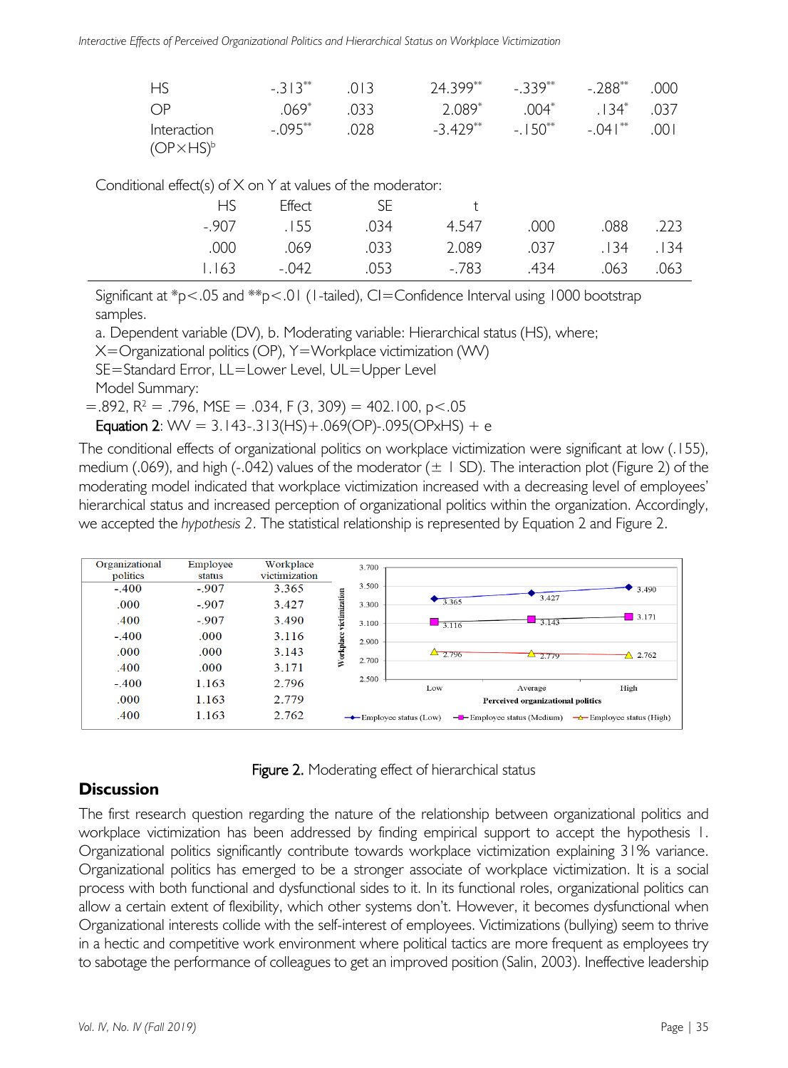| | | | | | | |
|---|---|---|---|---|---|---|
| HS | -.313** | .013 | 24.399** | -.339** | -.288** | .000 |
| OP | .069* | .033 | 2.089* | .004* | .134* | .037 |
| Interaction (OP×HS)[b] | -.095** | .028 | -3.429** | -.150** | -.041** | .001 |

Conditional effect(s) of X on Y at values of the moderator:

| HS | Effect | SE | t | | | |
|---|---|---|---|---|---|---|
| -.907 | .155 | .034 | 4.547 | .000 | .088 | .223 |
| .000 | .069 | .033 | 2.089 | .037 | .134 | .134 |
| 1.163 | -.042 | .053 | -.783 | .434 | .063 | .063 |

Significant at *p<.05 and **p<.01 (1-tailed), CI=Confidence Interval using 1000 bootstrap samples.

a. Dependent variable (DV), b. Moderating variable: Hierarchical status (HS), where;

X=Organizational politics (OP), Y=Workplace victimization (WV)

SE=Standard Error, LL=Lower Level, UL=Upper Level

Model Summary:

=.892, $R^2$ = .796, MSE = .034, $F(3, 309) = 402.100$, $p<.05$

**Equation 2**: WV = 3.143-.313(HS)+.069(OP)-.095(OPxHS) + e

The conditional effects of organizational politics on workplace victimization were significant at low (.155), medium (.069), and high (-.042) values of the moderator (± 1 SD). The interaction plot (Figure 2) of the moderating model indicated that workplace victimization increased with a decreasing level of employees' hierarchical status and increased perception of organizational politics within the organization. Accordingly, we accepted the *hypothesis* 2. The statistical relationship is represented by Equation 2 and Figure 2.

| Organizational politics | Employee status | Workplace victimization |
|---|---|---|
| -.400 | -.907 | 3.365 |
| .000 | -.907 | 3.427 |
| .400 | -.907 | 3.490 |
| -.400 | .000 | 3.116 |
| .000 | .000 | 3.143 |
| .400 | .000 | 3.171 |
| -.400 | 1.163 | 2.796 |
| .000 | 1.163 | 2.779 |
| .400 | 1.163 | 2.762 |

**Figure 2.** Moderating effect of hierarchical status

## Discussion

The first research question regarding the nature of the relationship between organizational politics and workplace victimization has been addressed by finding empirical support to accept the hypothesis 1. Organizational politics significantly contribute towards workplace victimization explaining 31% variance. Organizational politics has emerged to be a stronger associate of workplace victimization. It is a social process with both functional and dysfunctional sides to it. In its functional roles, organizational politics can allow a certain extent of flexibility, which other systems don't. However, it becomes dysfunctional when Organizational interests collide with the self-interest of employees. Victimizations (bullying) seem to thrive in a hectic and competitive work environment where political tactics are more frequent as employees try to sabotage the performance of colleagues to get an improved position (Salin, 2003). Ineffective leadership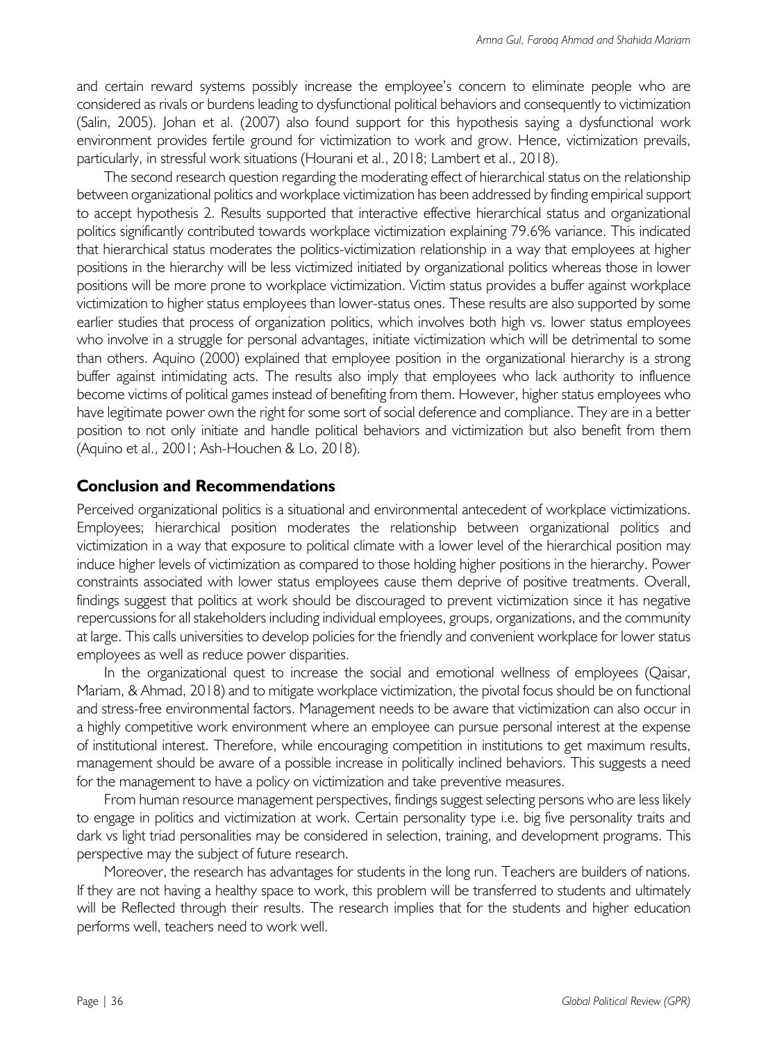and certain reward systems possibly increase the employee's concern to eliminate people who are considered as rivals or burdens leading to dysfunctional political behaviors and consequently to victimization (Salin, 2005). Johan et al. (2007) also found support for this hypothesis saying a dysfunctional work environment provides fertile ground for victimization to work and grow. Hence, victimization prevails, particularly, in stressful work situations (Hourani et al., 2018; Lambert et al., 2018).

The second research question regarding the moderating effect of hierarchical status on the relationship between organizational politics and workplace victimization has been addressed by finding empirical support to accept hypothesis 2. Results supported that interactive effective hierarchical status and organizational politics significantly contributed towards workplace victimization explaining 79.6% variance. This indicated that hierarchical status moderates the politics-victimization relationship in a way that employees at higher positions in the hierarchy will be less victimized initiated by organizational politics whereas those in lower positions will be more prone to workplace victimization. Victim status provides a buffer against workplace victimization to higher status employees than lower-status ones. These results are also supported by some earlier studies that process of organization politics, which involves both high vs. lower status employees who involve in a struggle for personal advantages, initiate victimization which will be detrimental to some than others. Aquino (2000) explained that employee position in the organizational hierarchy is a strong buffer against intimidating acts. The results also imply that employees who lack authority to influence become victims of political games instead of benefiting from them. However, higher status employees who have legitimate power own the right for some sort of social deference and compliance. They are in a better position to not only initiate and handle political behaviors and victimization but also benefit from them (Aquino et al., 2001; Ash-Houchen & Lo, 2018).

## Conclusion and Recommendations

Perceived organizational politics is a situational and environmental antecedent of workplace victimizations. Employees; hierarchical position moderates the relationship between organizational politics and victimization in a way that exposure to political climate with a lower level of the hierarchical position may induce higher levels of victimization as compared to those holding higher positions in the hierarchy. Power constraints associated with lower status employees cause them deprive of positive treatments. Overall, findings suggest that politics at work should be discouraged to prevent victimization since it has negative repercussions for all stakeholders including individual employees, groups, organizations, and the community at large. This calls universities to develop policies for the friendly and convenient workplace for lower status employees as well as reduce power disparities.

In the organizational quest to increase the social and emotional wellness of employees (Qaisar, Mariam, & Ahmad, 2018) and to mitigate workplace victimization, the pivotal focus should be on functional and stress-free environmental factors. Management needs to be aware that victimization can also occur in a highly competitive work environment where an employee can pursue personal interest at the expense of institutional interest. Therefore, while encouraging competition in institutions to get maximum results, management should be aware of a possible increase in politically inclined behaviors. This suggests a need for the management to have a policy on victimization and take preventive measures.

From human resource management perspectives, findings suggest selecting persons who are less likely to engage in politics and victimization at work. Certain personality type i.e. big five personality traits and dark vs light triad personalities may be considered in selection, training, and development programs. This perspective may the subject of future research.

Moreover, the research has advantages for students in the long run. Teachers are builders of nations. If they are not having a healthy space to work, this problem will be transferred to students and ultimately will be Reflected through their results. The research implies that for the students and higher education performs well, teachers need to work well.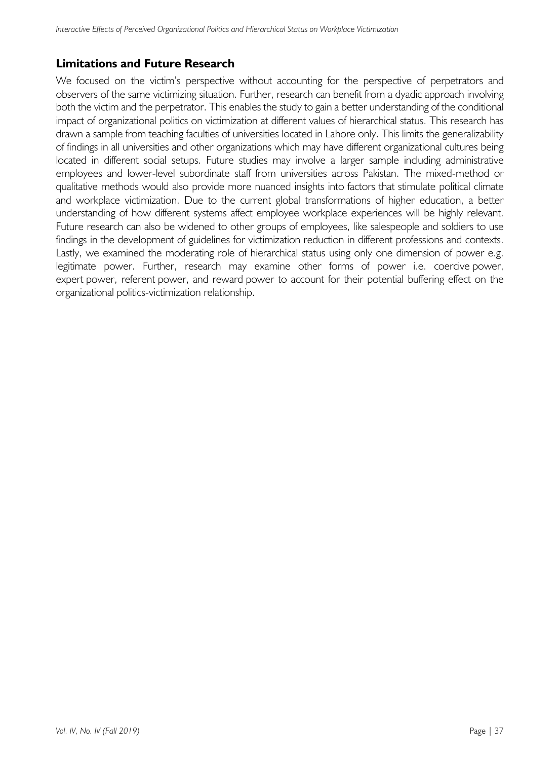## Limitations and Future Research

We focused on the victim's perspective without accounting for the perspective of perpetrators and observers of the same victimizing situation. Further, research can benefit from a dyadic approach involving both the victim and the perpetrator. This enables the study to gain a better understanding of the conditional impact of organizational politics on victimization at different values of hierarchical status. This research has drawn a sample from teaching faculties of universities located in Lahore only. This limits the generalizability of findings in all universities and other organizations which may have different organizational cultures being located in different social setups. Future studies may involve a larger sample including administrative employees and lower-level subordinate staff from universities across Pakistan. The mixed-method or qualitative methods would also provide more nuanced insights into factors that stimulate political climate and workplace victimization. Due to the current global transformations of higher education, a better understanding of how different systems affect employee workplace experiences will be highly relevant. Future research can also be widened to other groups of employees, like salespeople and soldiers to use findings in the development of guidelines for victimization reduction in different professions and contexts. Lastly, we examined the moderating role of hierarchical status using only one dimension of power e.g. legitimate power. Further, research may examine other forms of power i.e. coercive power, expert power, referent power, and reward power to account for their potential buffering effect on the organizational politics-victimization relationship.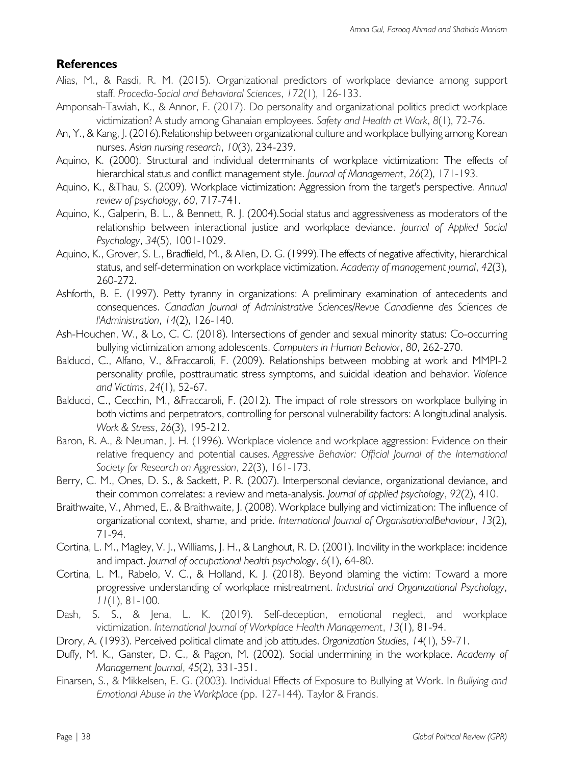## References

Alias, M., & Rasdi, R. M. (2015). Organizational predictors of workplace deviance among support staff. *Procedia-Social and Behavioral Sciences*, *172*(1), 126-133.

Amponsah-Tawiah, K., & Annor, F. (2017). Do personality and organizational politics predict workplace victimization? A study among Ghanaian employees. *Safety and Health at Work*, *8*(1), 72-76.

An, Y., & Kang, J. (2016).Relationship between organizational culture and workplace bullying among Korean nurses. *Asian nursing research*, *10*(3), 234-239.

Aquino, K. (2000). Structural and individual determinants of workplace victimization: The effects of hierarchical status and conflict management style. *Journal of Management*, *26*(2), 171-193.

Aquino, K., &Thau, S. (2009). Workplace victimization: Aggression from the target's perspective. *Annual review of psychology*, *60*, 717-741.

Aquino, K., Galperin, B. L., & Bennett, R. J. (2004).Social status and aggressiveness as moderators of the relationship between interactional justice and workplace deviance. *Journal of Applied Social Psychology*, *34*(5), 1001-1029.

Aquino, K., Grover, S. L., Bradfield, M., & Allen, D. G. (1999).The effects of negative affectivity, hierarchical status, and self-determination on workplace victimization. *Academy of management journal*, *42*(3), 260-272.

Ashforth, B. E. (1997). Petty tyranny in organizations: A preliminary examination of antecedents and consequences. *Canadian Journal of Administrative Sciences/Revue Canadienne des Sciences de l'Administration*, *14*(2), 126-140.

Ash-Houchen, W., & Lo, C. C. (2018). Intersections of gender and sexual minority status: Co-occurring bullying victimization among adolescents. *Computers in Human Behavior*, *80*, 262-270.

Balducci, C., Alfano, V., &Fraccaroli, F. (2009). Relationships between mobbing at work and MMPI-2 personality profile, posttraumatic stress symptoms, and suicidal ideation and behavior. *Violence and Victims*, *24*(1), 52-67.

Balducci, C., Cecchin, M., &Fraccaroli, F. (2012). The impact of role stressors on workplace bullying in both victims and perpetrators, controlling for personal vulnerability factors: A longitudinal analysis. *Work & Stress*, *26*(3), 195-212.

Baron, R. A., & Neuman, J. H. (1996). Workplace violence and workplace aggression: Evidence on their relative frequency and potential causes. *Aggressive Behavior: Official Journal of the International Society for Research on Aggression*, *22*(3), 161-173.

Berry, C. M., Ones, D. S., & Sackett, P. R. (2007). Interpersonal deviance, organizational deviance, and their common correlates: a review and meta-analysis. *Journal of applied psychology*, *92*(2), 410.

Braithwaite, V., Ahmed, E., & Braithwaite, J. (2008). Workplace bullying and victimization: The influence of organizational context, shame, and pride. *International Journal of OrganisationalBehaviour*, *13*(2), 71-94.

Cortina, L. M., Magley, V. J., Williams, J. H., & Langhout, R. D. (2001). Incivility in the workplace: incidence and impact. *Journal of occupational health psychology*, *6*(1), 64-80.

Cortina, L. M., Rabelo, V. C., & Holland, K. J. (2018). Beyond blaming the victim: Toward a more progressive understanding of workplace mistreatment. *Industrial and Organizational Psychology*, *11*(1), 81-100.

Dash, S. S., & Jena, L. K. (2019). Self-deception, emotional neglect, and workplace victimization. *International Journal of Workplace Health Management*, *13*(1), 81-94.

Drory, A. (1993). Perceived political climate and job attitudes. *Organization Studies*, *14*(1), 59-71.

Duffy, M. K., Ganster, D. C., & Pagon, M. (2002). Social undermining in the workplace. *Academy of Management Journal*, *45*(2), 331-351.

Einarsen, S., & Mikkelsen, E. G. (2003). Individual Effects of Exposure to Bullying at Work. In *Bullying and Emotional Abuse in the Workplace* (pp. 127-144). Taylor & Francis.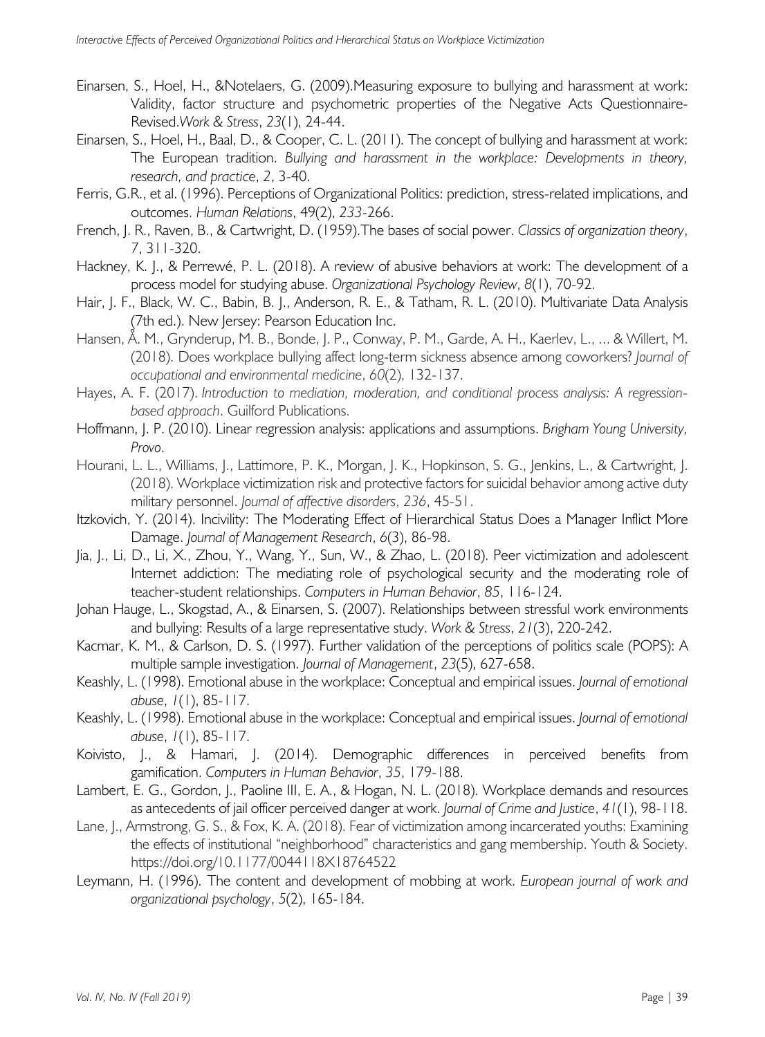Einarsen, S., Hoel, H., &Notelaers, G. (2009).Measuring exposure to bullying and harassment at work: Validity, factor structure and psychometric properties of the Negative Acts Questionnaire-Revised.*Work & Stress*, *23*(1), 24-44.

Einarsen, S., Hoel, H., Baal, D., & Cooper, C. L. (2011). The concept of bullying and harassment at work: The European tradition. *Bullying and harassment in the workplace: Developments in theory, research, and practice*, *2*, 3-40.

Ferris, G.R., et al. (1996). Perceptions of Organizational Politics: prediction, stress-related implications, and outcomes. *Human Relations*, 49(2), *233*-266.

French, J. R., Raven, B., & Cartwright, D. (1959).The bases of social power. *Classics of organization theory*, *7*, 311-320.

Hackney, K. J., & Perrewé, P. L. (2018). A review of abusive behaviors at work: The development of a process model for studying abuse. *Organizational Psychology Review*, *8*(1), 70-92.

Hair, J. F., Black, W. C., Babin, B. J., Anderson, R. E., & Tatham, R. L. (2010). Multivariate Data Analysis (7th ed.). New Jersey: Pearson Education Inc.

Hansen, Å. M., Grynderup, M. B., Bonde, J. P., Conway, P. M., Garde, A. H., Kaerlev, L., ... & Willert, M. (2018). Does workplace bullying affect long-term sickness absence among coworkers? *Journal of occupational and environmental medicine*, *60*(2), 132-137.

Hayes, A. F. (2017). *Introduction to mediation, moderation, and conditional process analysis: A regression-based approach*. Guilford Publications.

Hoffmann, J. P. (2010). Linear regression analysis: applications and assumptions. *Brigham Young University, Provo*.

Hourani, L. L., Williams, J., Lattimore, P. K., Morgan, J. K., Hopkinson, S. G., Jenkins, L., & Cartwright, J. (2018). Workplace victimization risk and protective factors for suicidal behavior among active duty military personnel. *Journal of affective disorders*, *236*, 45-51.

Itzkovich, Y. (2014). Incivility: The Moderating Effect of Hierarchical Status Does a Manager Inflict More Damage. *Journal of Management Research*, *6*(3), 86-98.

Jia, J., Li, D., Li, X., Zhou, Y., Wang, Y., Sun, W., & Zhao, L. (2018). Peer victimization and adolescent Internet addiction: The mediating role of psychological security and the moderating role of teacher-student relationships. *Computers in Human Behavior*, *85*, 116-124.

Johan Hauge, L., Skogstad, A., & Einarsen, S. (2007). Relationships between stressful work environments and bullying: Results of a large representative study. *Work & Stress*, *21*(3), 220-242.

Kacmar, K. M., & Carlson, D. S. (1997). Further validation of the perceptions of politics scale (POPS): A multiple sample investigation. *Journal of Management*, *23*(5), 627-658.

Keashly, L. (1998). Emotional abuse in the workplace: Conceptual and empirical issues. *Journal of emotional abuse*, *1*(1), 85-117.

Keashly, L. (1998). Emotional abuse in the workplace: Conceptual and empirical issues. *Journal of emotional abuse*, *1*(1), 85-117.

Koivisto, J., & Hamari, J. (2014). Demographic differences in perceived benefits from gamification. *Computers in Human Behavior*, *35*, 179-188.

Lambert, E. G., Gordon, J., Paoline III, E. A., & Hogan, N. L. (2018). Workplace demands and resources as antecedents of jail officer perceived danger at work. *Journal of Crime and Justice*, *41*(1), 98-118.

Lane, J., Armstrong, G. S., & Fox, K. A. (2018). Fear of victimization among incarcerated youths: Examining the effects of institutional "neighborhood" characteristics and gang membership. Youth & Society. https://doi.org/10.1177/0044118X18764522

Leymann, H. (1996). The content and development of mobbing at work. *European journal of work and organizational psychology*, *5*(2), 165-184.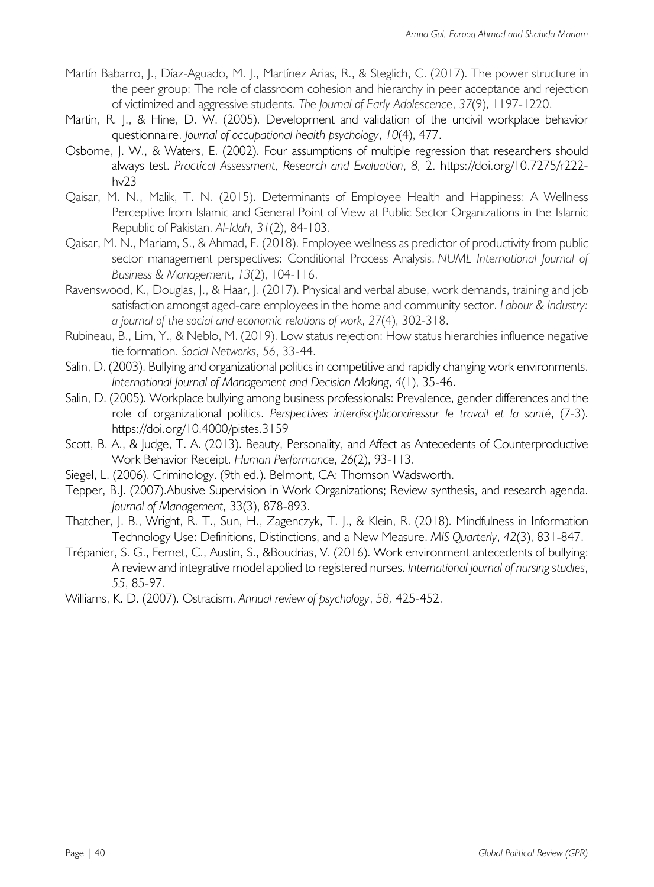Martín Babarro, J., Díaz-Aguado, M. J., Martínez Arias, R., & Steglich, C. (2017). The power structure in the peer group: The role of classroom cohesion and hierarchy in peer acceptance and rejection of victimized and aggressive students. *The Journal of Early Adolescence*, *37*(9), 1197-1220.

Martin, R. J., & Hine, D. W. (2005). Development and validation of the uncivil workplace behavior questionnaire. *Journal of occupational health psychology*, *10*(4), 477.

Osborne, J. W., & Waters, E. (2002). Four assumptions of multiple regression that researchers should always test. *Practical Assessment, Research and Evaluation*, *8,* 2. https://doi.org/10.7275/r222-hv23

Qaisar, M. N., Malik, T. N. (2015). Determinants of Employee Health and Happiness: A Wellness Perceptive from Islamic and General Point of View at Public Sector Organizations in the Islamic Republic of Pakistan. *Al-Idah*, *31*(2), 84-103.

Qaisar, M. N., Mariam, S., & Ahmad, F. (2018). Employee wellness as predictor of productivity from public sector management perspectives: Conditional Process Analysis. *NUML International Journal of Business & Management*, *13*(2), 104-116.

Ravenswood, K., Douglas, J., & Haar, J. (2017). Physical and verbal abuse, work demands, training and job satisfaction amongst aged-care employees in the home and community sector. *Labour & Industry: a journal of the social and economic relations of work*, *27*(4), 302-318.

Rubineau, B., Lim, Y., & Neblo, M. (2019). Low status rejection: How status hierarchies influence negative tie formation. *Social Networks*, *56*, 33-44.

Salin, D. (2003). Bullying and organizational politics in competitive and rapidly changing work environments. *International Journal of Management and Decision Making*, *4*(1), 35-46.

Salin, D. (2005). Workplace bullying among business professionals: Prevalence, gender differences and the role of organizational politics. *Perspectives interdiscipliconairessur le travail et la santé*, (7-3). https://doi.org/10.4000/pistes.3159

Scott, B. A., & Judge, T. A. (2013). Beauty, Personality, and Affect as Antecedents of Counterproductive Work Behavior Receipt. *Human Performance*, *26*(2), 93-113.

Siegel, L. (2006). Criminology. (9th ed.). Belmont, CA: Thomson Wadsworth.

Tepper, B.J. (2007).Abusive Supervision in Work Organizations; Review synthesis, and research agenda. *Journal of Management,* 33(3), 878-893.

Thatcher, J. B., Wright, R. T., Sun, H., Zagenczyk, T. J., & Klein, R. (2018). Mindfulness in Information Technology Use: Definitions, Distinctions, and a New Measure. *MIS Quarterly*, *42*(3), 831-847.

Trépanier, S. G., Fernet, C., Austin, S., &Boudrias, V. (2016). Work environment antecedents of bullying: A review and integrative model applied to registered nurses. *International journal of nursing studies*, *55*, 85-97.

Williams, K. D. (2007). Ostracism. *Annual review of psychology*, *58,* 425-452.